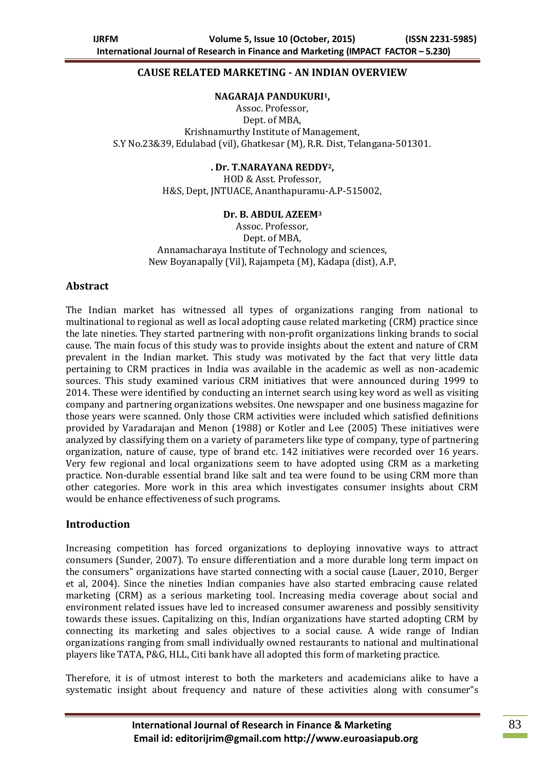# CAUSE RELATED MARKETING - AN INDIAN OVERVIEW

**NAGARAJA PANDUKURI[1],**

Assoc. Professor,
Dept. of MBA,
Krishnamurthy Institute of Management,
S.Y No.23&39, Edulabad (vil), Ghatkesar (M), R.R. Dist, Telangana-501301.

**. Dr. T.NARAYANA REDDY[2],**

HOD & Asst. Professor,
H&S, Dept, JNTUACE, Ananthapuramu-A.P-515002,

**Dr. B. ABDUL AZEEM[3]**

Assoc. Professor,
Dept. of MBA,
Annamacharaya Institute of Technology and sciences,
New Boyanapally (Vil), Rajampeta (M), Kadapa (dist), A.P,

## Abstract

The Indian market has witnessed all types of organizations ranging from national to multinational to regional as well as local adopting cause related marketing (CRM) practice since the late nineties. They started partnering with non-profit organizations linking brands to social cause. The main focus of this study was to provide insights about the extent and nature of CRM prevalent in the Indian market. This study was motivated by the fact that very little data pertaining to CRM practices in India was available in the academic as well as non-academic sources. This study examined various CRM initiatives that were announced during 1999 to 2014. These were identified by conducting an internet search using key word as well as visiting company and partnering organizations websites. One newspaper and one business magazine for those years were scanned. Only those CRM activities were included which satisfied definitions provided by Varadarajan and Menon (1988) or Kotler and Lee (2005) These initiatives were analyzed by classifying them on a variety of parameters like type of company, type of partnering organization, nature of cause, type of brand etc. 142 initiatives were recorded over 16 years. Very few regional and local organizations seem to have adopted using CRM as a marketing practice. Non-durable essential brand like salt and tea were found to be using CRM more than other categories. More work in this area which investigates consumer insights about CRM would be enhance effectiveness of such programs.

## Introduction

Increasing competition has forced organizations to deploying innovative ways to attract consumers (Sunder, 2007). To ensure differentiation and a more durable long term impact on the consumers" organizations have started connecting with a social cause (Lauer, 2010, Berger et al, 2004). Since the nineties Indian companies have also started embracing cause related marketing (CRM) as a serious marketing tool. Increasing media coverage about social and environment related issues have led to increased consumer awareness and possibly sensitivity towards these issues. Capitalizing on this, Indian organizations have started adopting CRM by connecting its marketing and sales objectives to a social cause. A wide range of Indian organizations ranging from small individually owned restaurants to national and multinational players like TATA, P&G, HLL, Citi bank have all adopted this form of marketing practice.

Therefore, it is of utmost interest to both the marketers and academicians alike to have a systematic insight about frequency and nature of these activities along with consumer"s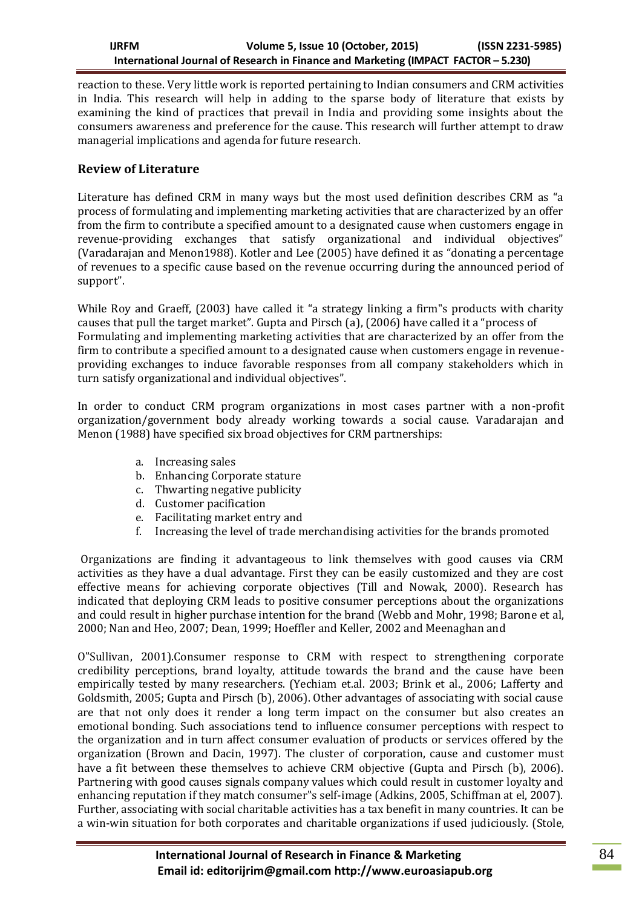reaction to these. Very little work is reported pertaining to Indian consumers and CRM activities in India. This research will help in adding to the sparse body of literature that exists by examining the kind of practices that prevail in India and providing some insights about the consumers awareness and preference for the cause. This research will further attempt to draw managerial implications and agenda for future research.

## Review of Literature

Literature has defined CRM in many ways but the most used definition describes CRM as "a process of formulating and implementing marketing activities that are characterized by an offer from the firm to contribute a specified amount to a designated cause when customers engage in revenue-providing exchanges that satisfy organizational and individual objectives" (Varadarajan and Menon1988). Kotler and Lee (2005) have defined it as "donating a percentage of revenues to a specific cause based on the revenue occurring during the announced period of support".

While Roy and Graeff, (2003) have called it "a strategy linking a firm"s products with charity causes that pull the target market". Gupta and Pirsch (a), (2006) have called it a "process of Formulating and implementing marketing activities that are characterized by an offer from the firm to contribute a specified amount to a designated cause when customers engage in revenue-providing exchanges to induce favorable responses from all company stakeholders which in turn satisfy organizational and individual objectives".

In order to conduct CRM program organizations in most cases partner with a non-profit organization/government body already working towards a social cause. Varadarajan and Menon (1988) have specified six broad objectives for CRM partnerships:

a. Increasing sales
b. Enhancing Corporate stature
c. Thwarting negative publicity
d. Customer pacification
e. Facilitating market entry and
f. Increasing the level of trade merchandising activities for the brands promoted

Organizations are finding it advantageous to link themselves with good causes via CRM activities as they have a dual advantage. First they can be easily customized and they are cost effective means for achieving corporate objectives (Till and Nowak, 2000). Research has indicated that deploying CRM leads to positive consumer perceptions about the organizations and could result in higher purchase intention for the brand (Webb and Mohr, 1998; Barone et al, 2000; Nan and Heo, 2007; Dean, 1999; Hoeffler and Keller, 2002 and Meenaghan and

O"Sullivan, 2001).Consumer response to CRM with respect to strengthening corporate credibility perceptions, brand loyalty, attitude towards the brand and the cause have been empirically tested by many researchers. (Yechiam et.al. 2003; Brink et al., 2006; Lafferty and Goldsmith, 2005; Gupta and Pirsch (b), 2006). Other advantages of associating with social cause are that not only does it render a long term impact on the consumer but also creates an emotional bonding. Such associations tend to influence consumer perceptions with respect to the organization and in turn affect consumer evaluation of products or services offered by the organization (Brown and Dacin, 1997). The cluster of corporation, cause and customer must have a fit between these themselves to achieve CRM objective (Gupta and Pirsch (b), 2006). Partnering with good causes signals company values which could result in customer loyalty and enhancing reputation if they match consumer"s self-image (Adkins, 2005, Schiffman at el, 2007). Further, associating with social charitable activities has a tax benefit in many countries. It can be a win-win situation for both corporates and charitable organizations if used judiciously. (Stole,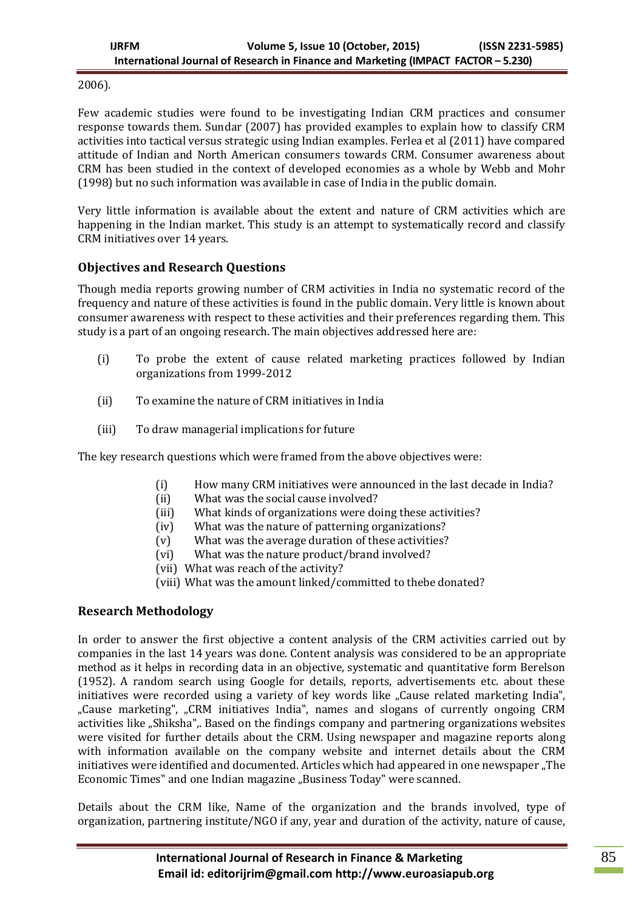2006).

Few academic studies were found to be investigating Indian CRM practices and consumer response towards them. Sundar (2007) has provided examples to explain how to classify CRM activities into tactical versus strategic using Indian examples. Ferlea et al (2011) have compared attitude of Indian and North American consumers towards CRM. Consumer awareness about CRM has been studied in the context of developed economies as a whole by Webb and Mohr (1998) but no such information was available in case of India in the public domain.

Very little information is available about the extent and nature of CRM activities which are happening in the Indian market. This study is an attempt to systematically record and classify CRM initiatives over 14 years.

## Objectives and Research Questions

Though media reports growing number of CRM activities in India no systematic record of the frequency and nature of these activities is found in the public domain. Very little is known about consumer awareness with respect to these activities and their preferences regarding them. This study is a part of an ongoing research. The main objectives addressed here are:

(i) To probe the extent of cause related marketing practices followed by Indian organizations from 1999-2012

(ii) To examine the nature of CRM initiatives in India

(iii) To draw managerial implications for future

The key research questions which were framed from the above objectives were:

(i) How many CRM initiatives were announced in the last decade in India?
(ii) What was the social cause involved?
(iii) What kinds of organizations were doing these activities?
(iv) What was the nature of patterning organizations?
(v) What was the average duration of these activities?
(vi) What was the nature product/brand involved?
(vii) What was reach of the activity?
(viii) What was the amount linked/committed to thebe donated?

## Research Methodology

In order to answer the first objective a content analysis of the CRM activities carried out by companies in the last 14 years was done. Content analysis was considered to be an appropriate method as it helps in recording data in an objective, systematic and quantitative form Berelson (1952). A random search using Google for details, reports, advertisements etc. about these initiatives were recorded using a variety of key words like „Cause related marketing India‟, „Cause marketing‟, „CRM initiatives India‟, names and slogans of currently ongoing CRM activities like „Shiksha‟,. Based on the findings company and partnering organizations websites were visited for further details about the CRM. Using newspaper and magazine reports along with information available on the company website and internet details about the CRM initiatives were identified and documented. Articles which had appeared in one newspaper „The Economic Times‟ and one Indian magazine „Business Today‟ were scanned.

Details about the CRM like, Name of the organization and the brands involved, type of organization, partnering institute/NGO if any, year and duration of the activity, nature of cause,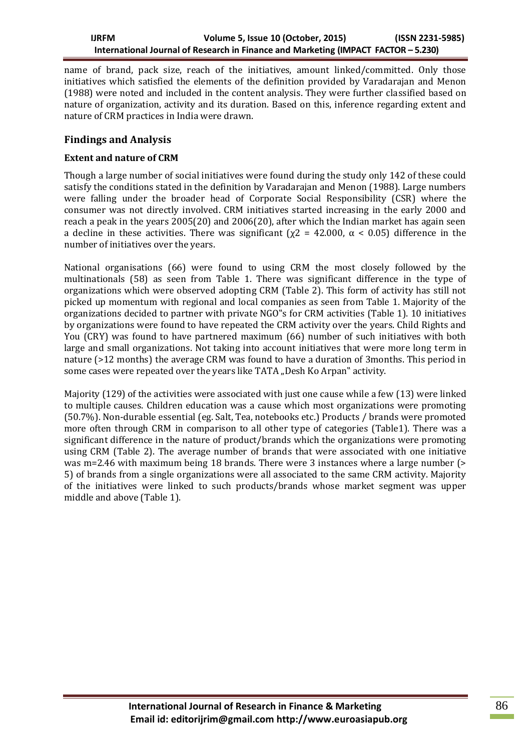name of brand, pack size, reach of the initiatives, amount linked/committed. Only those initiatives which satisfied the elements of the definition provided by Varadarajan and Menon (1988) were noted and included in the content analysis. They were further classified based on nature of organization, activity and its duration. Based on this, inference regarding extent and nature of CRM practices in India were drawn.

## Findings and Analysis

### Extent and nature of CRM

Though a large number of social initiatives were found during the study only 142 of these could satisfy the conditions stated in the definition by Varadarajan and Menon (1988). Large numbers were falling under the broader head of Corporate Social Responsibility (CSR) where the consumer was not directly involved. CRM initiatives started increasing in the early 2000 and reach a peak in the years 2005(20) and 2006(20), after which the Indian market has again seen a decline in these activities. There was significant ($\chi 2 = 42.000$, $\alpha < 0.05$) difference in the number of initiatives over the years.

National organisations (66) were found to using CRM the most closely followed by the multinationals (58) as seen from Table 1. There was significant difference in the type of organizations which were observed adopting CRM (Table 2). This form of activity has still not picked up momentum with regional and local companies as seen from Table 1. Majority of the organizations decided to partner with private NGO"s for CRM activities (Table 1). 10 initiatives by organizations were found to have repeated the CRM activity over the years. Child Rights and You (CRY) was found to have partnered maximum (66) number of such initiatives with both large and small organizations. Not taking into account initiatives that were more long term in nature (>12 months) the average CRM was found to have a duration of 3months. This period in some cases were repeated over the years like TATA „Desh Ko Arpan" activity.

Majority (129) of the activities were associated with just one cause while a few (13) were linked to multiple causes. Children education was a cause which most organizations were promoting (50.7%). Non-durable essential (eg. Salt, Tea, notebooks etc.) Products / brands were promoted more often through CRM in comparison to all other type of categories (Table1). There was a significant difference in the nature of product/brands which the organizations were promoting using CRM (Table 2). The average number of brands that were associated with one initiative was m=2.46 with maximum being 18 brands. There were 3 instances where a large number (> 5) of brands from a single organizations were all associated to the same CRM activity. Majority of the initiatives were linked to such products/brands whose market segment was upper middle and above (Table 1).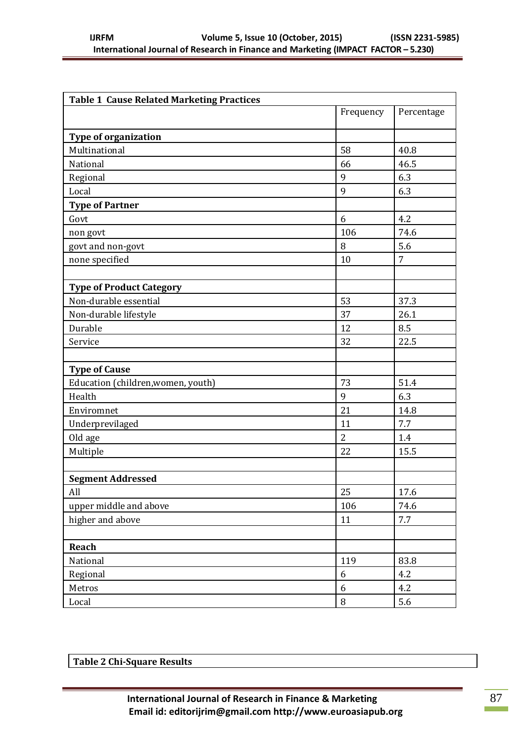| Table 1 Cause Related Marketing Practices | | |
|---|---|---|
| | Frequency | Percentage |
| **Type of organization** | | |
| Multinational | 58 | 40.8 |
| National | 66 | 46.5 |
| Regional | 9 | 6.3 |
| Local | 9 | 6.3 |
| **Type of Partner** | | |
| Govt | 6 | 4.2 |
| non govt | 106 | 74.6 |
| govt and non-govt | 8 | 5.6 |
| none specified | 10 | 7 |
| | | |
| **Type of Product Category** | | |
| Non-durable essential | 53 | 37.3 |
| Non-durable lifestyle | 37 | 26.1 |
| Durable | 12 | 8.5 |
| Service | 32 | 22.5 |
| | | |
| **Type of Cause** | | |
| Education (children,women, youth) | 73 | 51.4 |
| Health | 9 | 6.3 |
| Enviromnet | 21 | 14.8 |
| Underprevilaged | 11 | 7.7 |
| Old age | 2 | 1.4 |
| Multiple | 22 | 15.5 |
| | | |
| **Segment Addressed** | | |
| All | 25 | 17.6 |
| upper middle and above | 106 | 74.6 |
| higher and above | 11 | 7.7 |
| | | |
| **Reach** | | |
| National | 119 | 83.8 |
| Regional | 6 | 4.2 |
| Metros | 6 | 4.2 |
| Local | 8 | 5.6 |

**Table 2 Chi-Square Results**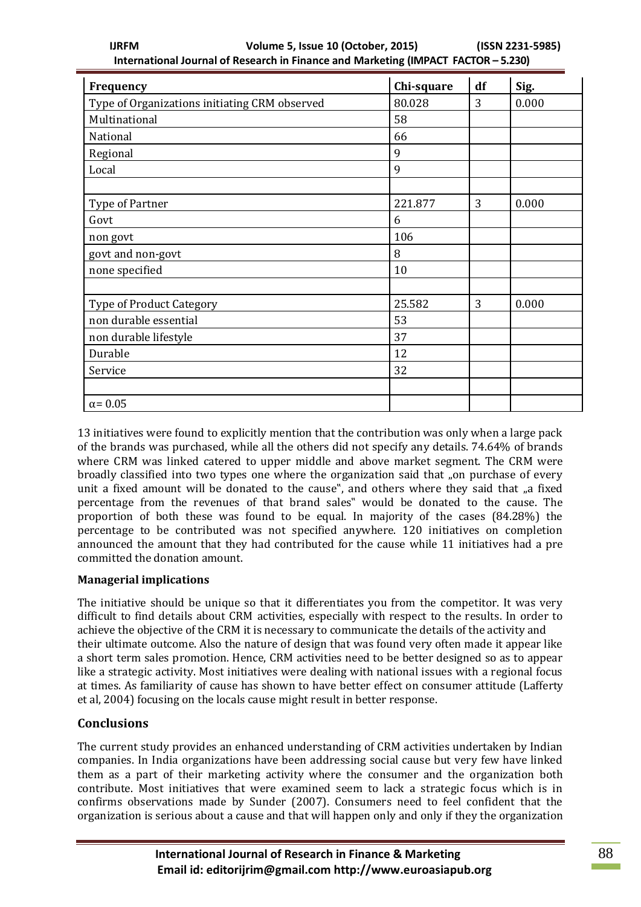| Frequency | Chi-square | df | Sig. |
|---|---|---|---|
| Type of Organizations initiating CRM observed | 80.028 | 3 | 0.000 |
| Multinational | 58 | | |
| National | 66 | | |
| Regional | 9 | | |
| Local | 9 | | |
| | | | |
| Type of Partner | 221.877 | 3 | 0.000 |
| Govt | 6 | | |
| non govt | 106 | | |
| govt and non-govt | 8 | | |
| none specified | 10 | | |
| | | | |
| Type of Product Category | 25.582 | 3 | 0.000 |
| non durable essential | 53 | | |
| non durable lifestyle | 37 | | |
| Durable | 12 | | |
| Service | 32 | | |
| | | | |
| $\alpha = 0.05$ | | | |

13 initiatives were found to explicitly mention that the contribution was only when a large pack of the brands was purchased, while all the others did not specify any details. 74.64% of brands where CRM was linked catered to upper middle and above market segment. The CRM were broadly classified into two types one where the organization said that „on purchase of every unit a fixed amount will be donated to the cause", and others where they said that „a fixed percentage from the revenues of that brand sales" would be donated to the cause. The proportion of both these was found to be equal. In majority of the cases (84.28%) the percentage to be contributed was not specified anywhere. 120 initiatives on completion announced the amount that they had contributed for the cause while 11 initiatives had a pre committed the donation amount.

**Managerial implications**

The initiative should be unique so that it differentiates you from the competitor. It was very difficult to find details about CRM activities, especially with respect to the results. In order to achieve the objective of the CRM it is necessary to communicate the details of the activity and their ultimate outcome. Also the nature of design that was found very often made it appear like a short term sales promotion. Hence, CRM activities need to be better designed so as to appear like a strategic activity. Most initiatives were dealing with national issues with a regional focus at times. As familiarity of cause has shown to have better effect on consumer attitude (Lafferty et al, 2004) focusing on the locals cause might result in better response.

## Conclusions

The current study provides an enhanced understanding of CRM activities undertaken by Indian companies. In India organizations have been addressing social cause but very few have linked them as a part of their marketing activity where the consumer and the organization both contribute. Most initiatives that were examined seem to lack a strategic focus which is in confirms observations made by Sunder (2007). Consumers need to feel confident that the organization is serious about a cause and that will happen only and only if they the organization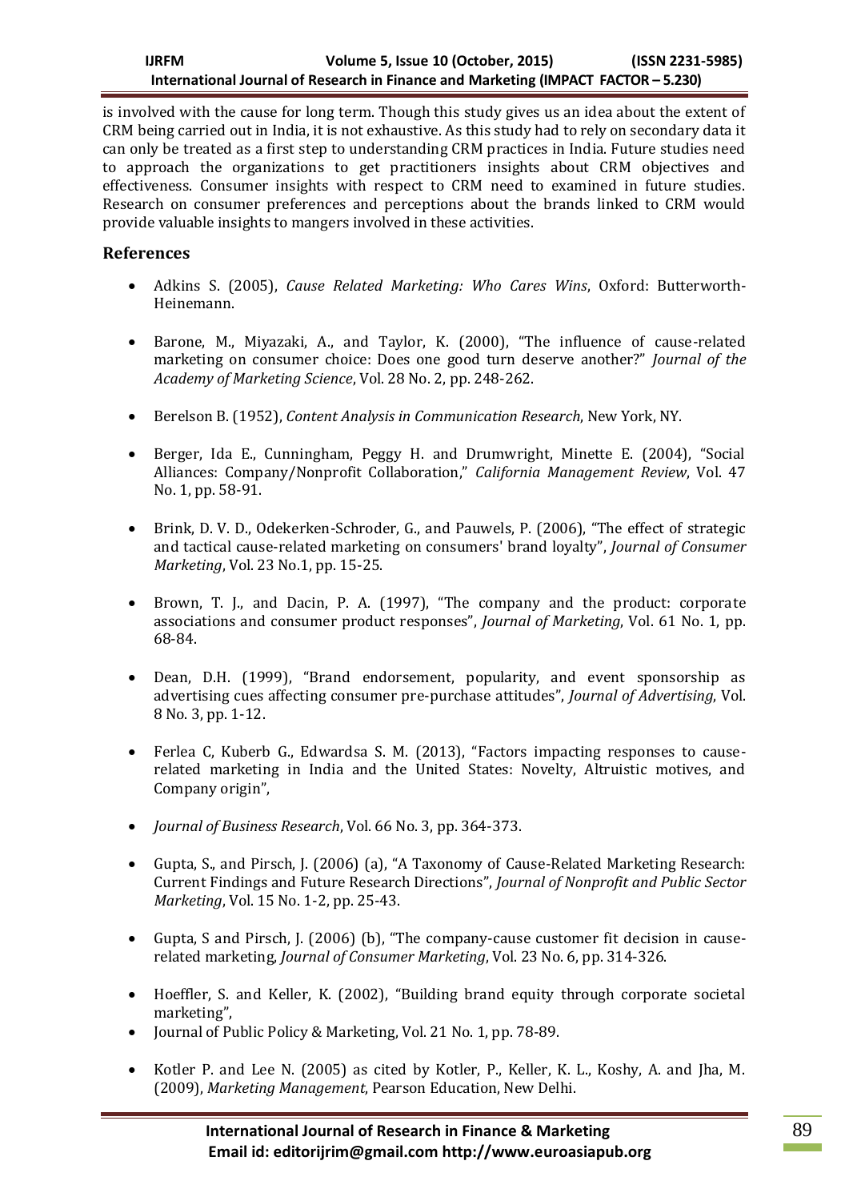is involved with the cause for long term. Though this study gives us an idea about the extent of CRM being carried out in India, it is not exhaustive. As this study had to rely on secondary data it can only be treated as a first step to understanding CRM practices in India. Future studies need to approach the organizations to get practitioners insights about CRM objectives and effectiveness. Consumer insights with respect to CRM need to examined in future studies. Research on consumer preferences and perceptions about the brands linked to CRM would provide valuable insights to mangers involved in these activities.

## References

- Adkins S. (2005), *Cause Related Marketing: Who Cares Wins*, Oxford: Butterworth-Heinemann.
- Barone, M., Miyazaki, A., and Taylor, K. (2000), "The influence of cause-related marketing on consumer choice: Does one good turn deserve another?" *Journal of the Academy of Marketing Science*, Vol. 28 No. 2, pp. 248-262.
- Berelson B. (1952), *Content Analysis in Communication Research*, New York, NY.
- Berger, Ida E., Cunningham, Peggy H. and Drumwright, Minette E. (2004), "Social Alliances: Company/Nonprofit Collaboration," *California Management Review*, Vol. 47 No. 1, pp. 58-91.
- Brink, D. V. D., Odekerken-Schroder, G., and Pauwels, P. (2006), "The effect of strategic and tactical cause-related marketing on consumers' brand loyalty", *Journal of Consumer Marketing*, Vol. 23 No.1, pp. 15-25.
- Brown, T. J., and Dacin, P. A. (1997), "The company and the product: corporate associations and consumer product responses", *Journal of Marketing*, Vol. 61 No. 1, pp. 68-84.
- Dean, D.H. (1999), "Brand endorsement, popularity, and event sponsorship as advertising cues affecting consumer pre-purchase attitudes", *Journal of Advertising*, Vol. 8 No. 3, pp. 1-12.
- Ferlea C, Kuberb G., Edwardsa S. M. (2013), "Factors impacting responses to cause-related marketing in India and the United States: Novelty, Altruistic motives, and Company origin",
- *Journal of Business Research*, Vol. 66 No. 3, pp. 364-373.
- Gupta, S., and Pirsch, J. (2006) (a), "A Taxonomy of Cause-Related Marketing Research: Current Findings and Future Research Directions", *Journal of Nonprofit and Public Sector Marketing*, Vol. 15 No. 1-2, pp. 25-43.
- Gupta, S and Pirsch, J. (2006) (b), "The company-cause customer fit decision in cause-related marketing, *Journal of Consumer Marketing*, Vol. 23 No. 6, pp. 314-326.
- Hoeffler, S. and Keller, K. (2002), "Building brand equity through corporate societal marketing",
- Journal of Public Policy & Marketing, Vol. 21 No. 1, pp. 78-89.
- Kotler P. and Lee N. (2005) as cited by Kotler, P., Keller, K. L., Koshy, A. and Jha, M. (2009), *Marketing Management*, Pearson Education, New Delhi.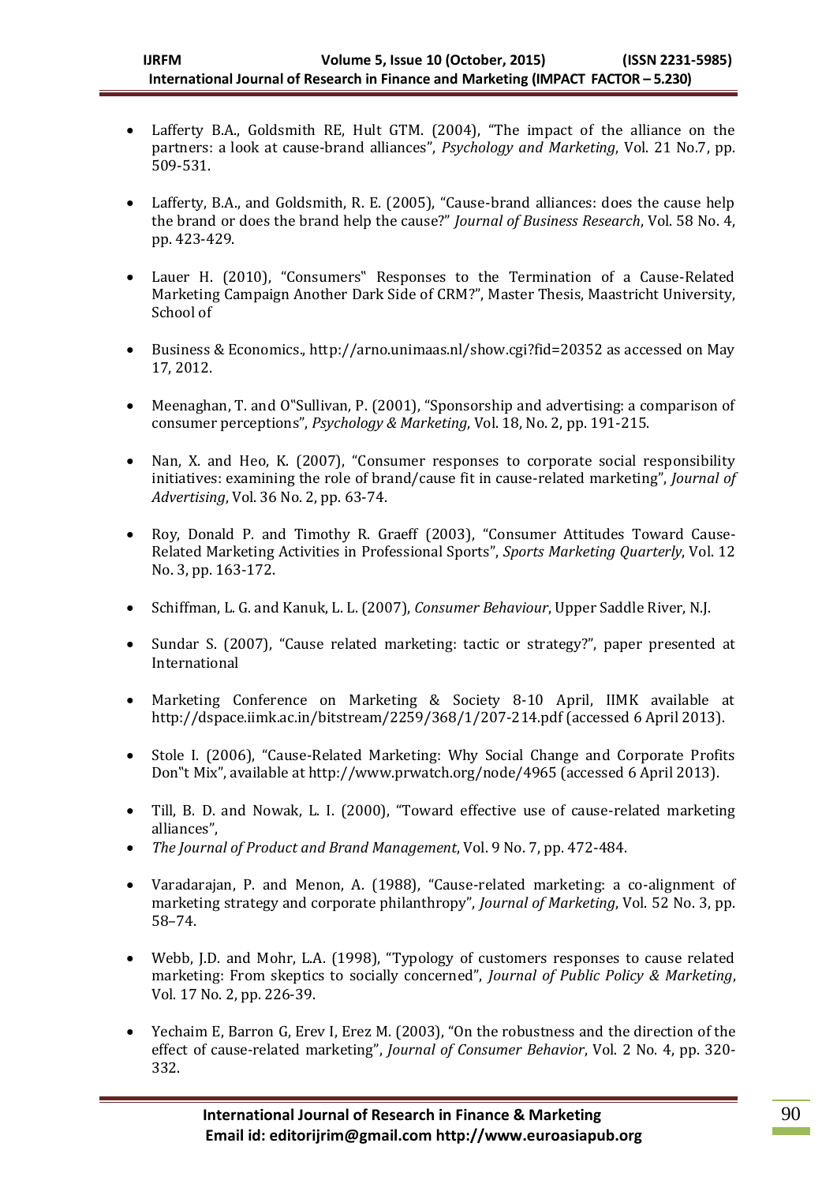- Lafferty B.A., Goldsmith RE, Hult GTM. (2004), "The impact of the alliance on the partners: a look at cause-brand alliances", *Psychology and Marketing*, Vol. 21 No.7, pp. 509-531.

- Lafferty, B.A., and Goldsmith, R. E. (2005), "Cause-brand alliances: does the cause help the brand or does the brand help the cause?" *Journal of Business Research*, Vol. 58 No. 4, pp. 423-429.

- Lauer H. (2010), "Consumers‟ Responses to the Termination of a Cause-Related Marketing Campaign Another Dark Side of CRM?", Master Thesis, Maastricht University, School of

- Business & Economics., http://arno.unimaas.nl/show.cgi?fid=20352 as accessed on May 17, 2012.

- Meenaghan, T. and O‟Sullivan, P. (2001), "Sponsorship and advertising: a comparison of consumer perceptions", *Psychology & Marketing*, Vol. 18, No. 2, pp. 191-215.

- Nan, X. and Heo, K. (2007), "Consumer responses to corporate social responsibility initiatives: examining the role of brand/cause fit in cause-related marketing", *Journal of Advertising*, Vol. 36 No. 2, pp. 63-74.

- Roy, Donald P. and Timothy R. Graeff (2003), "Consumer Attitudes Toward Cause-Related Marketing Activities in Professional Sports", *Sports Marketing Quarterly*, Vol. 12 No. 3, pp. 163-172.

- Schiffman, L. G. and Kanuk, L. L. (2007), *Consumer Behaviour*, Upper Saddle River, N.J.

- Sundar S. (2007), "Cause related marketing: tactic or strategy?", paper presented at International

- Marketing Conference on Marketing & Society 8-10 April, IIMK available at http://dspace.iimk.ac.in/bitstream/2259/368/1/207-214.pdf (accessed 6 April 2013).

- Stole I. (2006), "Cause-Related Marketing: Why Social Change and Corporate Profits Don‟t Mix", available at http://www.prwatch.org/node/4965 (accessed 6 April 2013).

- Till, B. D. and Nowak, L. I. (2000), "Toward effective use of cause-related marketing alliances",
- *The Journal of Product and Brand Management*, Vol. 9 No. 7, pp. 472-484.

- Varadarajan, P. and Menon, A. (1988), "Cause-related marketing: a co-alignment of marketing strategy and corporate philanthropy", *Journal of Marketing*, Vol. 52 No. 3, pp. 58–74.

- Webb, J.D. and Mohr, L.A. (1998), "Typology of customers responses to cause related marketing: From skeptics to socially concerned", *Journal of Public Policy & Marketing*, Vol. 17 No. 2, pp. 226-39.

- Yechaim E, Barron G, Erev I, Erez M. (2003), "On the robustness and the direction of the effect of cause-related marketing", *Journal of Consumer Behavior*, Vol. 2 No. 4, pp. 320-332.